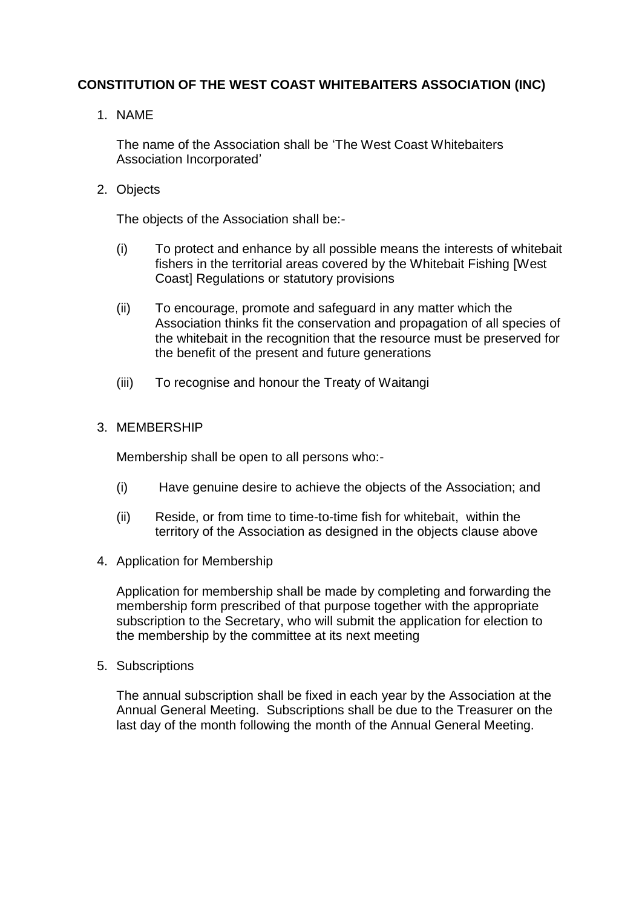# CONSTITUTION OF THE WEST COAST WHITEBAITERS ASSOCIATION (INC)

1. NAME

   The name of the Association shall be 'The West Coast Whitebaiters Association Incorporated'

2. Objects

   The objects of the Association shall be:-

   (i) To protect and enhance by all possible means the interests of whitebait fishers in the territorial areas covered by the Whitebait Fishing [West Coast] Regulations or statutory provisions

   (ii) To encourage, promote and safeguard in any matter which the Association thinks fit the conservation and propagation of all species of the whitebait in the recognition that the resource must be preserved for the benefit of the present and future generations

   (iii) To recognise and honour the Treaty of Waitangi

3. MEMBERSHIP

   Membership shall be open to all persons who:-

   (i) Have genuine desire to achieve the objects of the Association; and

   (ii) Reside, or from time to time-to-time fish for whitebait, within the territory of the Association as designed in the objects clause above

4. Application for Membership

   Application for membership shall be made by completing and forwarding the membership form prescribed of that purpose together with the appropriate subscription to the Secretary, who will submit the application for election to the membership by the committee at its next meeting

5. Subscriptions

   The annual subscription shall be fixed in each year by the Association at the Annual General Meeting. Subscriptions shall be due to the Treasurer on the last day of the month following the month of the Annual General Meeting.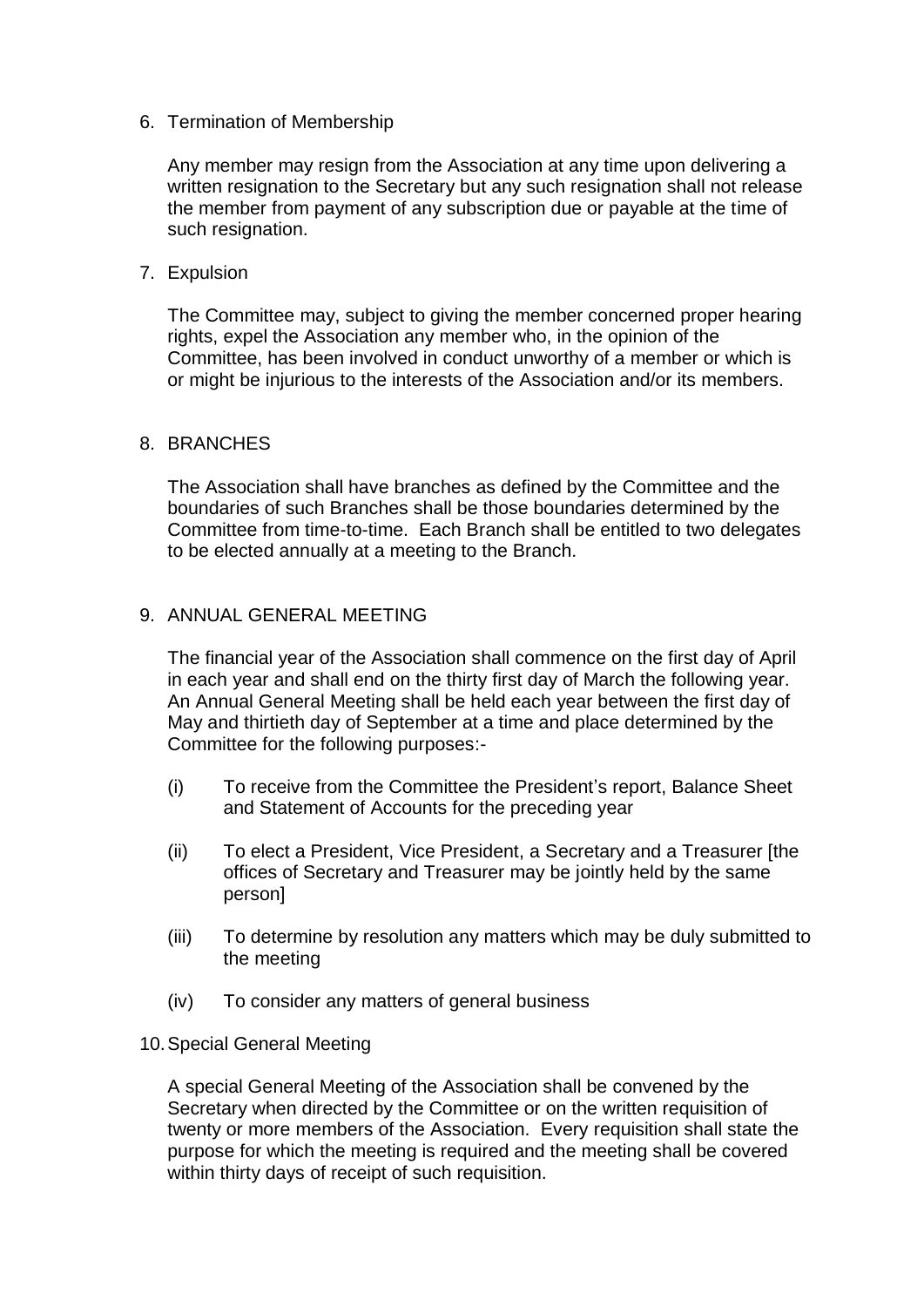6. Termination of Membership

   Any member may resign from the Association at any time upon delivering a written resignation to the Secretary but any such resignation shall not release the member from payment of any subscription due or payable at the time of such resignation.

7. Expulsion

   The Committee may, subject to giving the member concerned proper hearing rights, expel the Association any member who, in the opinion of the Committee, has been involved in conduct unworthy of a member or which is or might be injurious to the interests of the Association and/or its members.

8. BRANCHES

   The Association shall have branches as defined by the Committee and the boundaries of such Branches shall be those boundaries determined by the Committee from time-to-time. Each Branch shall be entitled to two delegates to be elected annually at a meeting to the Branch.

9. ANNUAL GENERAL MEETING

   The financial year of the Association shall commence on the first day of April in each year and shall end on the thirty first day of March the following year. An Annual General Meeting shall be held each year between the first day of May and thirtieth day of September at a time and place determined by the Committee for the following purposes:-

   (i) To receive from the Committee the President's report, Balance Sheet and Statement of Accounts for the preceding year

   (ii) To elect a President, Vice President, a Secretary and a Treasurer [the offices of Secretary and Treasurer may be jointly held by the same person]

   (iii) To determine by resolution any matters which may be duly submitted to the meeting

   (iv) To consider any matters of general business

10. Special General Meeting

    A special General Meeting of the Association shall be convened by the Secretary when directed by the Committee or on the written requisition of twenty or more members of the Association. Every requisition shall state the purpose for which the meeting is required and the meeting shall be covered within thirty days of receipt of such requisition.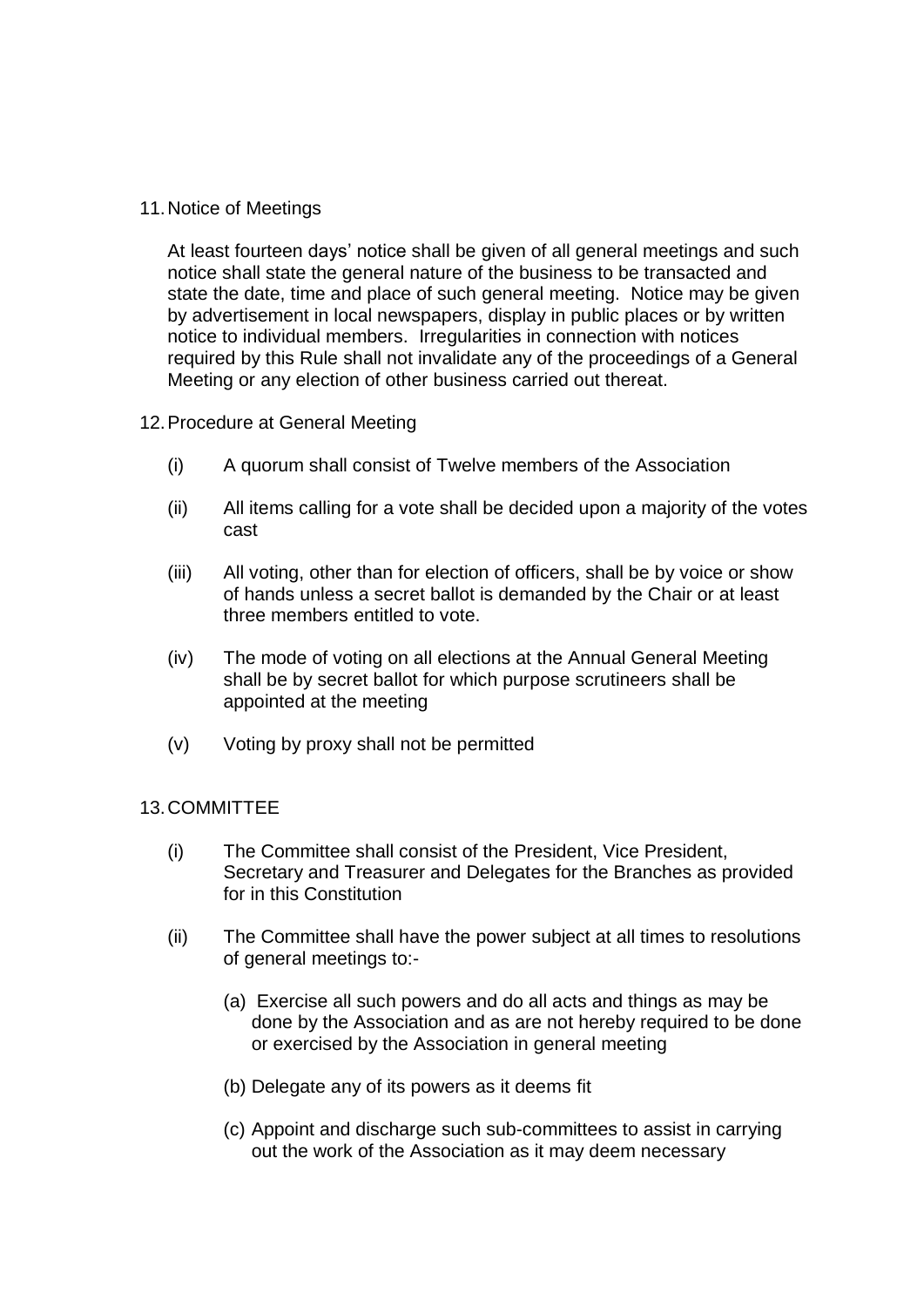11. Notice of Meetings

    At least fourteen days' notice shall be given of all general meetings and such notice shall state the general nature of the business to be transacted and state the date, time and place of such general meeting. Notice may be given by advertisement in local newspapers, display in public places or by written notice to individual members. Irregularities in connection with notices required by this Rule shall not invalidate any of the proceedings of a General Meeting or any election of other business carried out thereat.

12. Procedure at General Meeting

    (i) A quorum shall consist of Twelve members of the Association

    (ii) All items calling for a vote shall be decided upon a majority of the votes cast

    (iii) All voting, other than for election of officers, shall be by voice or show of hands unless a secret ballot is demanded by the Chair or at least three members entitled to vote.

    (iv) The mode of voting on all elections at the Annual General Meeting shall be by secret ballot for which purpose scrutineers shall be appointed at the meeting

    (v) Voting by proxy shall not be permitted

13. COMMITTEE

    (i) The Committee shall consist of the President, Vice President, Secretary and Treasurer and Delegates for the Branches as provided for in this Constitution

    (ii) The Committee shall have the power subject at all times to resolutions of general meetings to:-

    (a) Exercise all such powers and do all acts and things as may be done by the Association and as are not hereby required to be done or exercised by the Association in general meeting

    (b) Delegate any of its powers as it deems fit

    (c) Appoint and discharge such sub-committees to assist in carrying out the work of the Association as it may deem necessary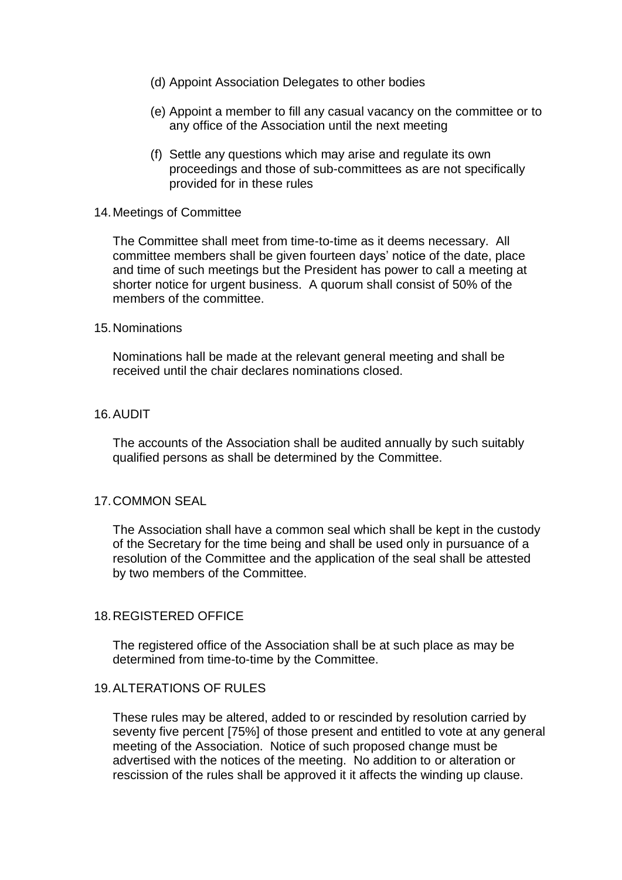(d) Appoint Association Delegates to other bodies

(e) Appoint a member to fill any casual vacancy on the committee or to any office of the Association until the next meeting

(f) Settle any questions which may arise and regulate its own proceedings and those of sub-committees as are not specifically provided for in these rules

14. Meetings of Committee

The Committee shall meet from time-to-time as it deems necessary. All committee members shall be given fourteen days' notice of the date, place and time of such meetings but the President has power to call a meeting at shorter notice for urgent business. A quorum shall consist of 50% of the members of the committee.

15. Nominations

Nominations hall be made at the relevant general meeting and shall be received until the chair declares nominations closed.

16. AUDIT

The accounts of the Association shall be audited annually by such suitably qualified persons as shall be determined by the Committee.

17. COMMON SEAL

The Association shall have a common seal which shall be kept in the custody of the Secretary for the time being and shall be used only in pursuance of a resolution of the Committee and the application of the seal shall be attested by two members of the Committee.

18. REGISTERED OFFICE

The registered office of the Association shall be at such place as may be determined from time-to-time by the Committee.

19. ALTERATIONS OF RULES

These rules may be altered, added to or rescinded by resolution carried by seventy five percent [75%] of those present and entitled to vote at any general meeting of the Association. Notice of such proposed change must be advertised with the notices of the meeting. No addition to or alteration or rescission of the rules shall be approved it it affects the winding up clause.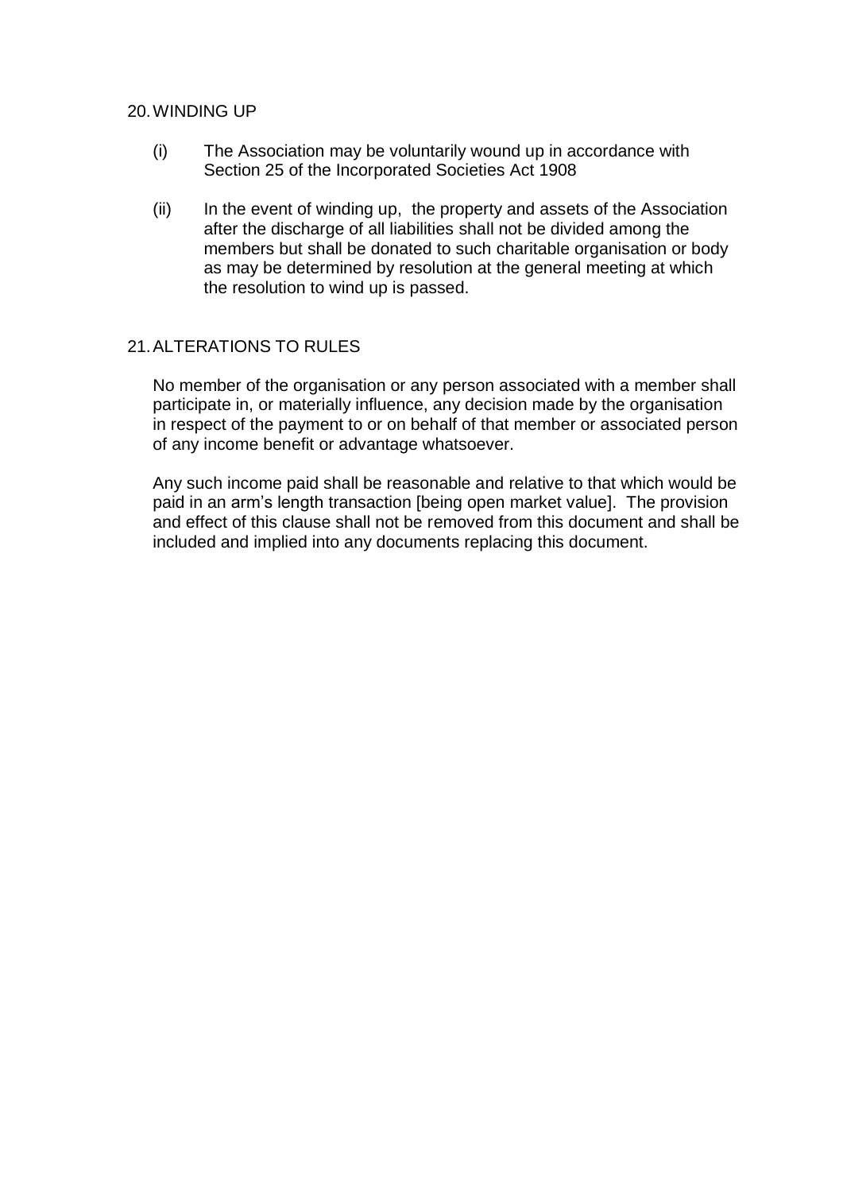## 20. WINDING UP

(i) The Association may be voluntarily wound up in accordance with Section 25 of the Incorporated Societies Act 1908

(ii) In the event of winding up, the property and assets of the Association after the discharge of all liabilities shall not be divided among the members but shall be donated to such charitable organisation or body as may be determined by resolution at the general meeting at which the resolution to wind up is passed.

## 21. ALTERATIONS TO RULES

No member of the organisation or any person associated with a member shall participate in, or materially influence, any decision made by the organisation in respect of the payment to or on behalf of that member or associated person of any income benefit or advantage whatsoever.

Any such income paid shall be reasonable and relative to that which would be paid in an arm's length transaction [being open market value]. The provision and effect of this clause shall not be removed from this document and shall be included and implied into any documents replacing this document.